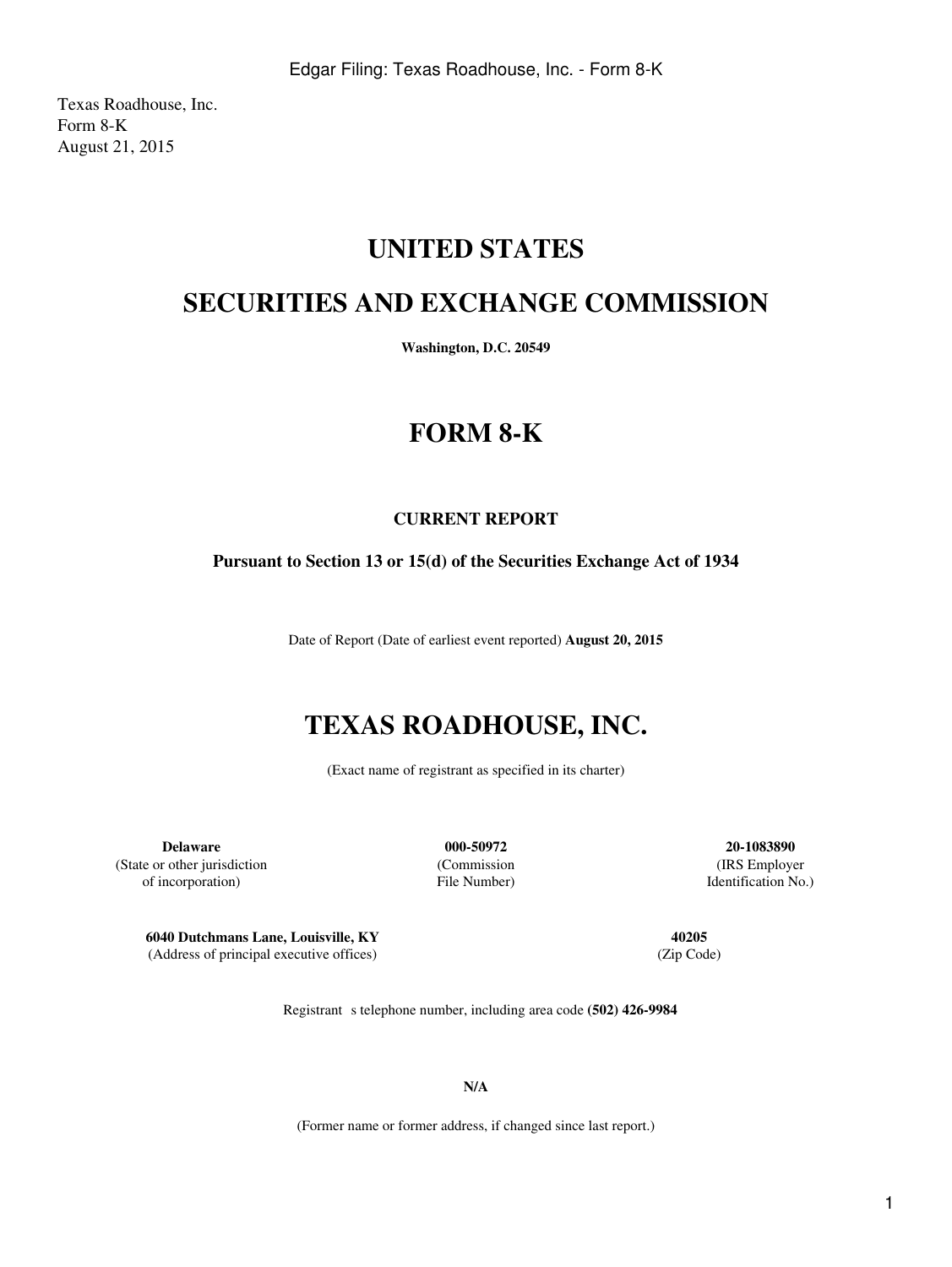Texas Roadhouse, Inc.
Form 8-K
August 21, 2015

# UNITED STATES

# SECURITIES AND EXCHANGE COMMISSION

**Washington, D.C. 20549**

# FORM 8-K

**CURRENT REPORT**

**Pursuant to Section 13 or 15(d) of the Securities Exchange Act of 1934**

Date of Report (Date of earliest event reported) **August 20, 2015**

# TEXAS ROADHOUSE, INC.

(Exact name of registrant as specified in its charter)

| **Delaware** | **000-50972** | **20-1083890** |
|---|---|---|
| (State or other jurisdiction of incorporation) | (Commission File Number) | (IRS Employer Identification No.) |

| **6040 Dutchmans Lane, Louisville, KY** | **40205** |
|---|---|
| (Address of principal executive offices) | (Zip Code) |

Registrant s telephone number, including area code **(502) 426-9984**

**N/A**

(Former name or former address, if changed since last report.)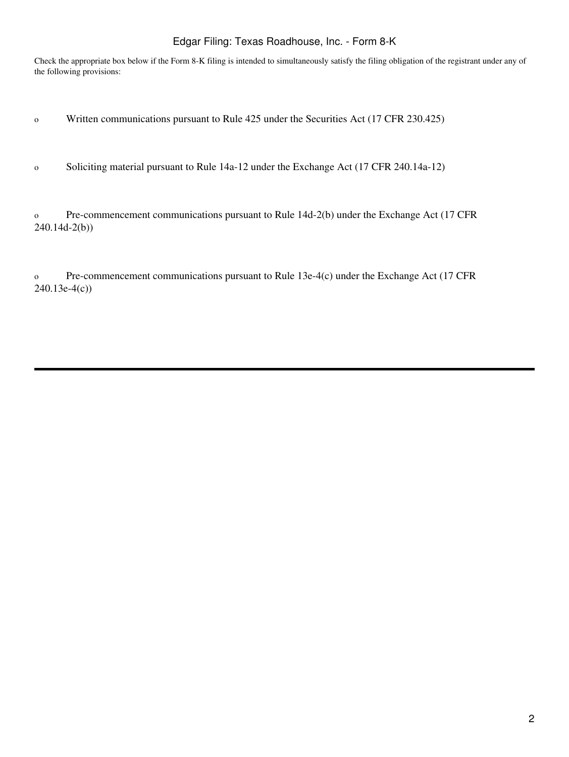Check the appropriate box below if the Form 8-K filing is intended to simultaneously satisfy the filing obligation of the registrant under any of the following provisions:

o Written communications pursuant to Rule 425 under the Securities Act (17 CFR 230.425)

o Soliciting material pursuant to Rule 14a-12 under the Exchange Act (17 CFR 240.14a-12)

o Pre-commencement communications pursuant to Rule 14d-2(b) under the Exchange Act (17 CFR 240.14d-2(b))

o Pre-commencement communications pursuant to Rule 13e-4(c) under the Exchange Act (17 CFR 240.13e-4(c))

---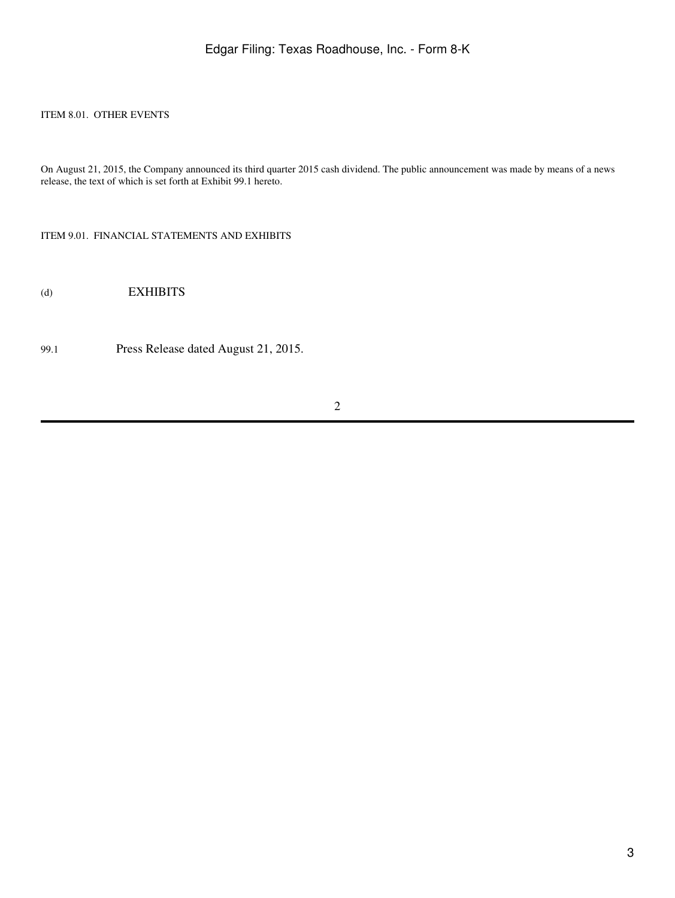ITEM 8.01. OTHER EVENTS

On August 21, 2015, the Company announced its third quarter 2015 cash dividend. The public announcement was made by means of a news release, the text of which is set forth at Exhibit 99.1 hereto.

ITEM 9.01. FINANCIAL STATEMENTS AND EXHIBITS

(d) EXHIBITS

99.1 Press Release dated August 21, 2015.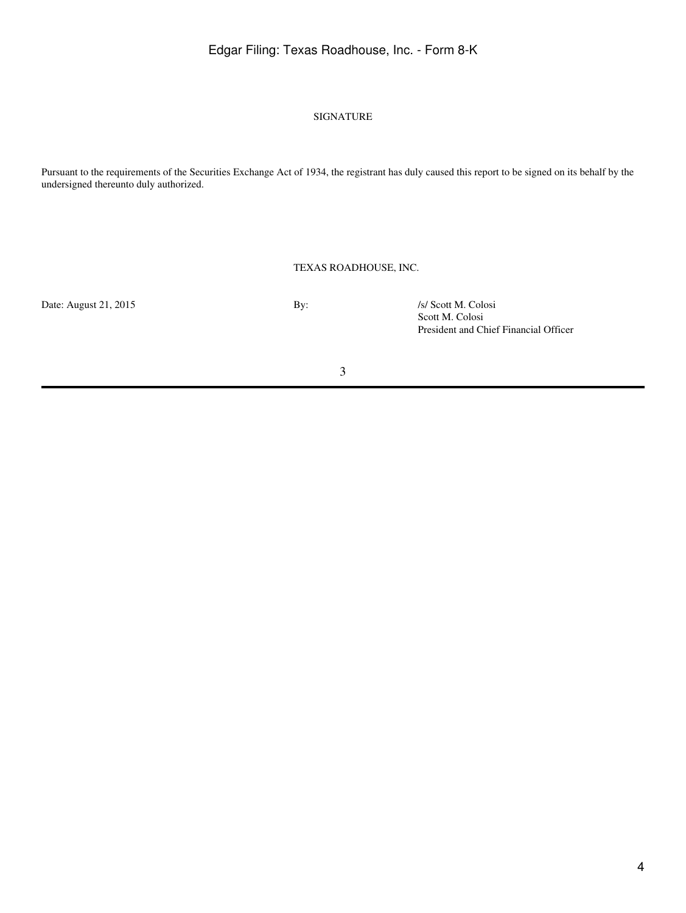SIGNATURE

Pursuant to the requirements of the Securities Exchange Act of 1934, the registrant has duly caused this report to be signed on its behalf by the undersigned thereunto duly authorized.

TEXAS ROADHOUSE, INC.

| | | |
|---|---|---|
| Date: August 21, 2015 | By: | /s/ Scott M. Colosi |
| | | Scott M. Colosi |
| | | President and Chief Financial Officer |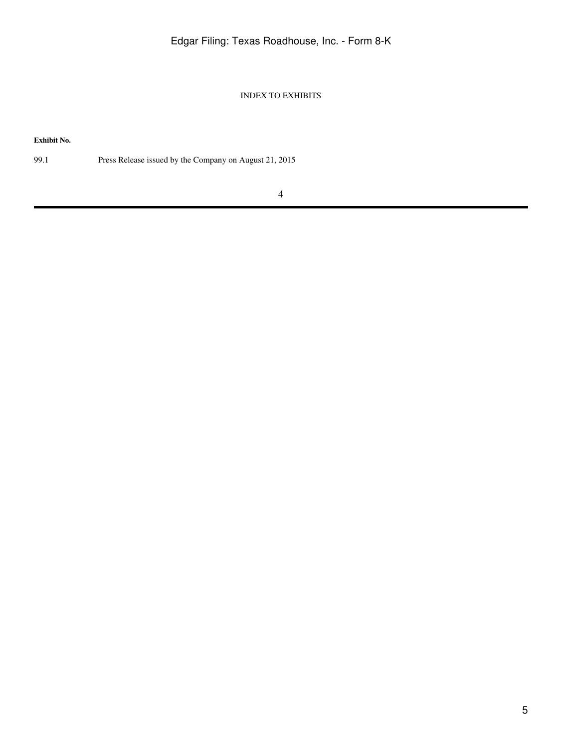INDEX TO EXHIBITS

| Exhibit No. | |
|---|---|
| 99.1 | Press Release issued by the Company on August 21, 2015 |